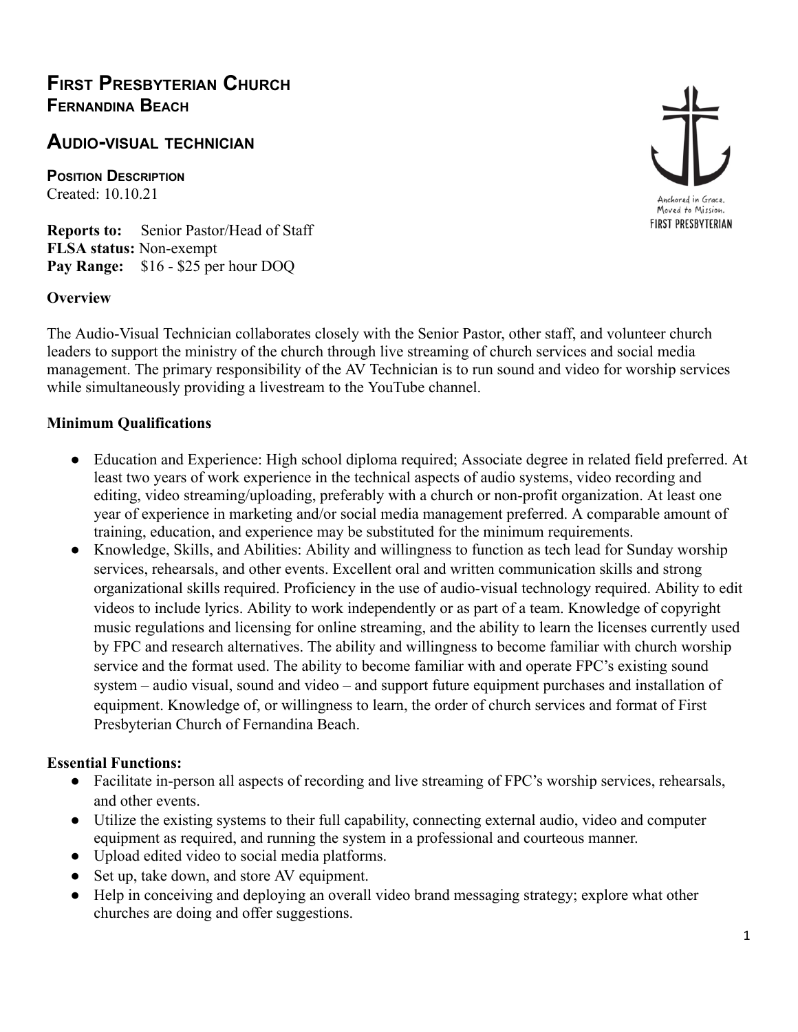# FIRST PRESBYTERIAN CHURCH
## FERNANDINA BEACH

## AUDIO-VISUAL TECHNICIAN

**POSITION DESCRIPTION**
Created: 10.10.21

**Reports to:** Senior Pastor/Head of Staff
**FLSA status:** Non-exempt
**Pay Range:** $16 - $25 per hour DOQ

Anchored in Grace.
Moved to Mission.
FIRST PRESBYTERIAN

**Overview**

The Audio-Visual Technician collaborates closely with the Senior Pastor, other staff, and volunteer church leaders to support the ministry of the church through live streaming of church services and social media management. The primary responsibility of the AV Technician is to run sound and video for worship services while simultaneously providing a livestream to the YouTube channel.

**Minimum Qualifications**

- Education and Experience: High school diploma required; Associate degree in related field preferred. At least two years of work experience in the technical aspects of audio systems, video recording and editing, video streaming/uploading, preferably with a church or non-profit organization. At least one year of experience in marketing and/or social media management preferred. A comparable amount of training, education, and experience may be substituted for the minimum requirements.
- Knowledge, Skills, and Abilities: Ability and willingness to function as tech lead for Sunday worship services, rehearsals, and other events. Excellent oral and written communication skills and strong organizational skills required. Proficiency in the use of audio-visual technology required. Ability to edit videos to include lyrics. Ability to work independently or as part of a team. Knowledge of copyright music regulations and licensing for online streaming, and the ability to learn the licenses currently used by FPC and research alternatives. The ability and willingness to become familiar with church worship service and the format used. The ability to become familiar with and operate FPC's existing sound system – audio visual, sound and video – and support future equipment purchases and installation of equipment. Knowledge of, or willingness to learn, the order of church services and format of First Presbyterian Church of Fernandina Beach.

**Essential Functions:**

- Facilitate in-person all aspects of recording and live streaming of FPC's worship services, rehearsals, and other events.
- Utilize the existing systems to their full capability, connecting external audio, video and computer equipment as required, and running the system in a professional and courteous manner.
- Upload edited video to social media platforms.
- Set up, take down, and store AV equipment.
- Help in conceiving and deploying an overall video brand messaging strategy; explore what other churches are doing and offer suggestions.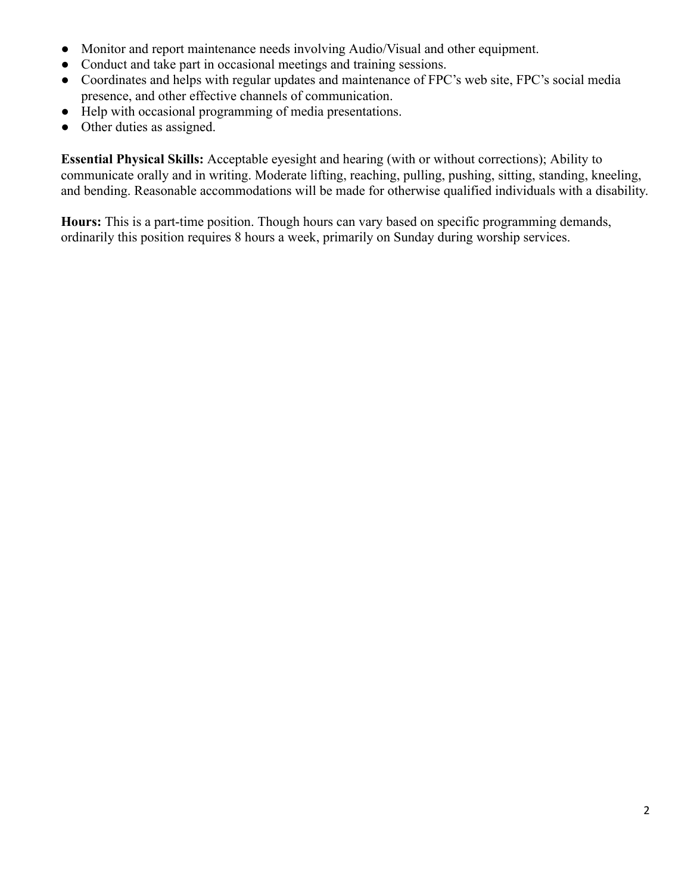- Monitor and report maintenance needs involving Audio/Visual and other equipment.
- Conduct and take part in occasional meetings and training sessions.
- Coordinates and helps with regular updates and maintenance of FPC's web site, FPC's social media presence, and other effective channels of communication.
- Help with occasional programming of media presentations.
- Other duties as assigned.

**Essential Physical Skills:** Acceptable eyesight and hearing (with or without corrections); Ability to communicate orally and in writing. Moderate lifting, reaching, pulling, pushing, sitting, standing, kneeling, and bending. Reasonable accommodations will be made for otherwise qualified individuals with a disability.

**Hours:** This is a part-time position. Though hours can vary based on specific programming demands, ordinarily this position requires 8 hours a week, primarily on Sunday during worship services.